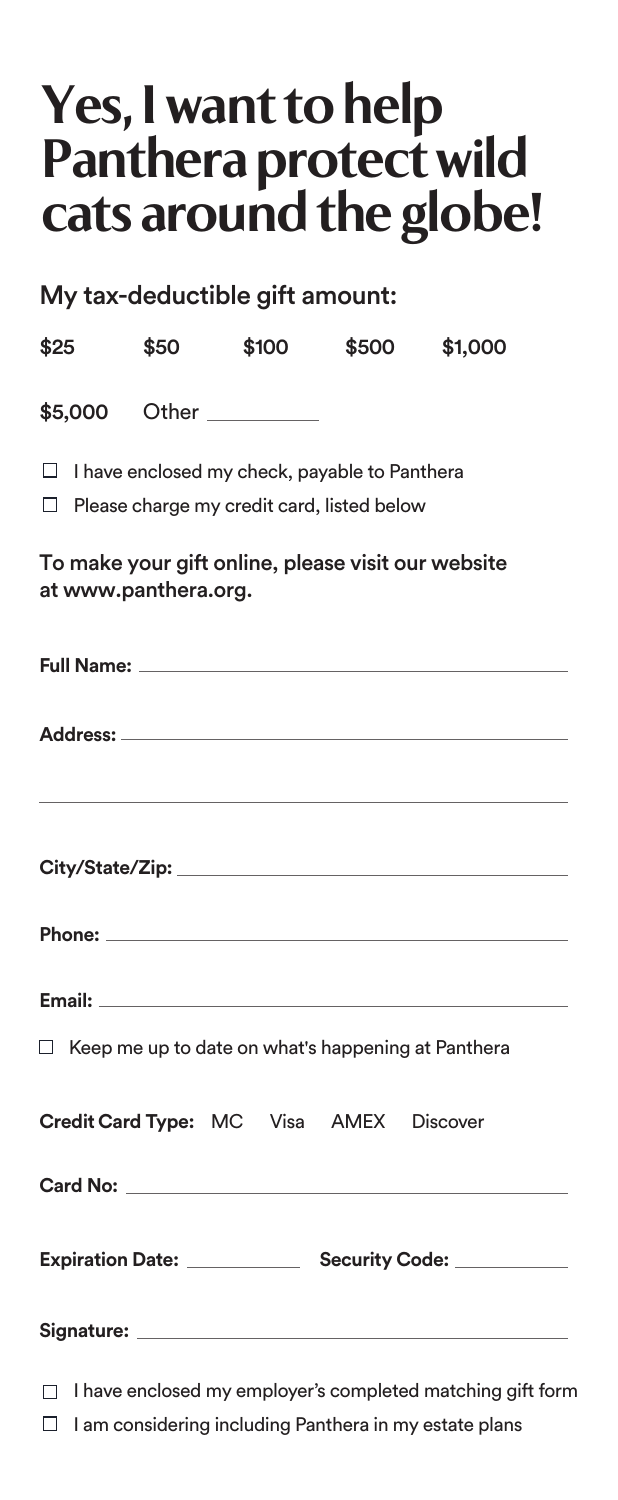# Yes, I want to help Panthera protect wild cats around the globe!

My tax-deductible gift amount:

$25 $50 $100 $500 $1,000

$5,000 Other __________

- ☐ I have enclosed my check, payable to Panthera
- ☐ Please charge my credit card, listed below

To make your gift online, please visit our website at www.panthera.org.

**Full Name:** ______________________________

**Address:** ______________________________

______________________________

**City/State/Zip:** ______________________________

**Phone:** ______________________________

**Email:** ______________________________

- ☐ Keep me up to date on what's happening at Panthera

**Credit Card Type:** MC Visa AMEX Discover

**Card No:** ______________________________

**Expiration Date:** __________ **Security Code:** __________

**Signature:** ______________________________

- ☐ I have enclosed my employer's completed matching gift form
- ☐ I am considering including Panthera in my estate plans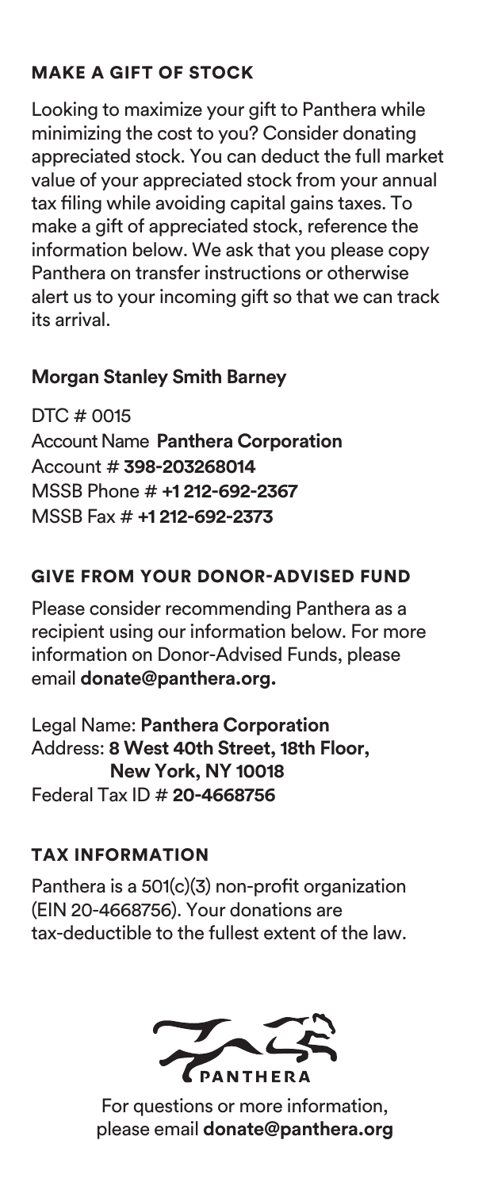## MAKE A GIFT OF STOCK

Looking to maximize your gift to Panthera while minimizing the cost to you? Consider donating appreciated stock. You can deduct the full market value of your appreciated stock from your annual tax filing while avoiding capital gains taxes. To make a gift of appreciated stock, reference the information below. We ask that you please copy Panthera on transfer instructions or otherwise alert us to your incoming gift so that we can track its arrival.

**Morgan Stanley Smith Barney**

DTC # 0015
Account Name **Panthera Corporation**
Account # **398-203268014**
MSSB Phone # **+1 212-692-2367**
MSSB Fax # **+1 212-692-2373**

## GIVE FROM YOUR DONOR-ADVISED FUND

Please consider recommending Panthera as a recipient using our information below. For more information on Donor-Advised Funds, please email **donate@panthera.org.**

Legal Name: **Panthera Corporation**
Address: **8 West 40th Street, 18th Floor, New York, NY 10018**
Federal Tax ID # **20-4668756**

## TAX INFORMATION

Panthera is a 501(c)(3) non-profit organization (EIN 20-4668756). Your donations are tax-deductible to the fullest extent of the law.

PANTHERA

For questions or more information, please email **donate@panthera.org**